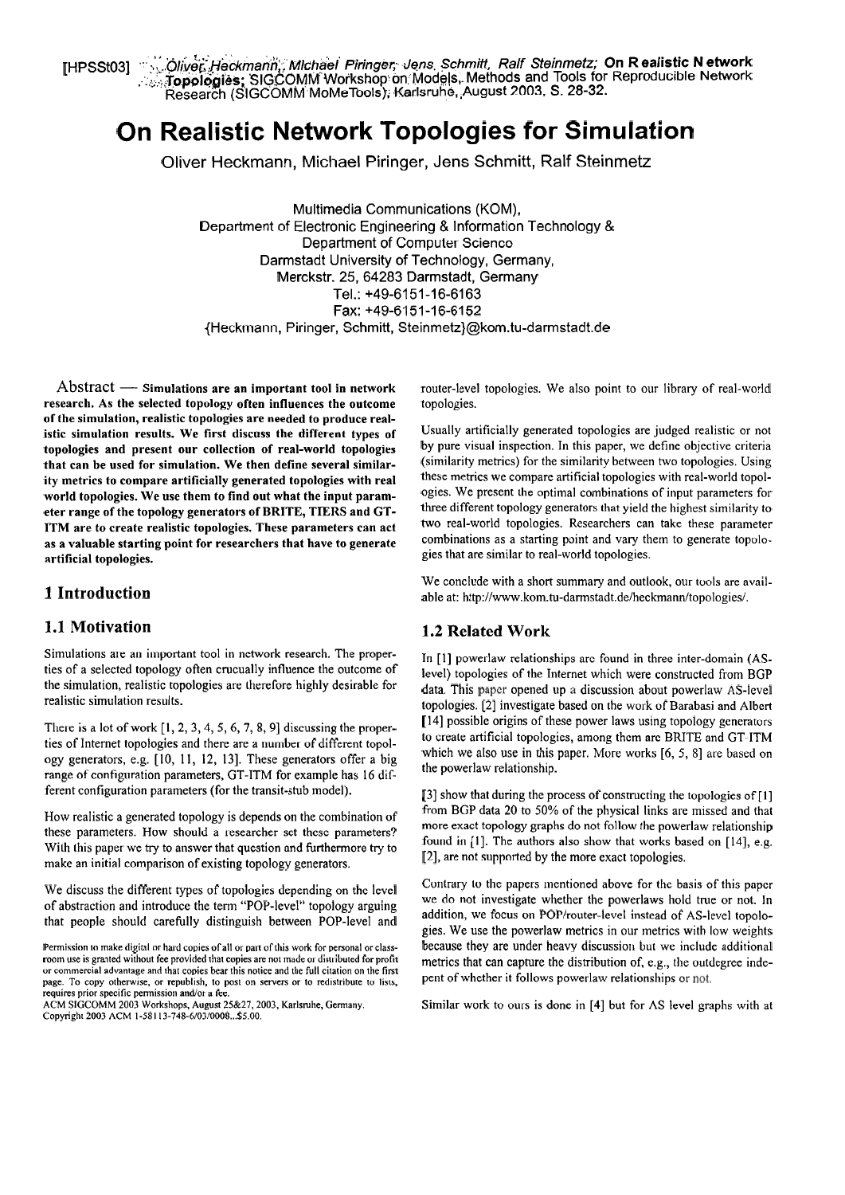[HPSSt03] Oliver Heckmann, Michael Piringer, Jens Schmitt, Ralf Steinmetz; **On Realistic Network Topologies**; SIGCOMM Workshop on Models, Methods and Tools for Reproducible Network Research (SIGCOMM MoMeTools), Karlsruhe, August 2003, S. 28-32.

# On Realistic Network Topologies for Simulation

Oliver Heckmann, Michael Piringer, Jens Schmitt, Ralf Steinmetz

Multimedia Communications (KOM),
Department of Electronic Engineering & Information Technology &
Department of Computer Science
Darmstadt University of Technology, Germany,
Merckstr. 25, 64283 Darmstadt, Germany
Tel.: +49-6151-16-6163
Fax: +49-6151-16-6152
{Heckmann, Piringer, Schmitt, Steinmetz}@kom.tu-darmstadt.de

Abstract — **Simulations are an important tool in network research. As the selected topology often influences the outcome of the simulation, realistic topologies are needed to produce realistic simulation results. We first discuss the different types of topologies and present our collection of real-world topologies that can be used for simulation. We then define several similarity metrics to compare artificially generated topologies with real world topologies. We use them to find out what the input parameter range of the topology generators of BRITE, TIERS and GT-ITM are to create realistic topologies. These parameters can act as a valuable starting point for researchers that have to generate artificial topologies.**

## 1 Introduction

### 1.1 Motivation

Simulations are an important tool in network research. The properties of a selected topology often crucually influence the outcome of the simulation, realistic topologies are therefore highly desirable for realistic simulation results.

There is a lot of work [1, 2, 3, 4, 5, 6, 7, 8, 9] discussing the properties of Internet topologies and there are a number of different topology generators, e.g. [10, 11, 12, 13]. These generators offer a big range of configuration parameters, GT-ITM for example has 16 different configuration parameters (for the transit-stub model).

How realistic a generated topology is depends on the combination of these parameters. How should a researcher set these parameters? With this paper we try to answer that question and furthermore try to make an initial comparison of existing topology generators.

We discuss the different types of topologies depending on the level of abstraction and introduce the term "POP-level" topology arguing that people should carefully distinguish between POP-level and router-level topologies. We also point to our library of real-world topologies.

Usually artificially generated topologies are judged realistic or not by pure visual inspection. In this paper, we define objective criteria (similarity metrics) for the similarity between two topologies. Using these metrics we compare artificial topologies with real-world topologies. We present the optimal combinations of input parameters for three different topology generators that yield the highest similarity to two real-world topologies. Researchers can take these parameter combinations as a starting point and vary them to generate topologies that are similar to real-world topologies.

We conclude with a short summary and outlook, our tools are available at: http://www.kom.tu-darmstadt.de/heckmann/topologies/.

### 1.2 Related Work

In [1] powerlaw relationships are found in three inter-domain (AS-level) topologies of the Internet which were constructed from BGP data. This paper opened up a discussion about powerlaw AS-level topologies. [2] investigate based on the work of Barabasi and Albert [14] possible origins of these power laws using topology generators to create artificial topologies, among them are BRITE and GT-ITM which we also use in this paper. More works [6, 5, 8] are based on the powerlaw relationship.

[3] show that during the process of constructing the topologies of [1] from BGP data 20 to 50% of the physical links are missed and that more exact topology graphs do not follow the powerlaw relationship found in [1]. The authors also show that works based on [14], e.g. [2], are not supported by the more exact topologies.

Contrary to the papers mentioned above for the basis of this paper we do not investigate whether the powerlaws hold true or not. In addition, we focus on POP/router-level instead of AS-level topologies. We use the powerlaw metrics in our metrics with low weights because they are under heavy discussion but we include additional metrics that can capture the distribution of, e.g., the outdegree independent of whether it follows powerlaw relationships or not.

Similar work to ours is done in [4] but for AS level graphs with at

Permission to make digital or hard copies of all or part of this work for personal or classroom use is granted without fee provided that copies are not made or distributed for profit or commercial advantage and that copies bear this notice and the full citation on the first page. To copy otherwise, or republish, to post on servers or to redistribute to lists, requires prior specific permission and/or a fee.
ACM SIGCOMM 2003 Workshops, August 25&27, 2003, Karlsruhe, Germany.
Copyright 2003 ACM 1-58113-748-6/03/0008...$5.00.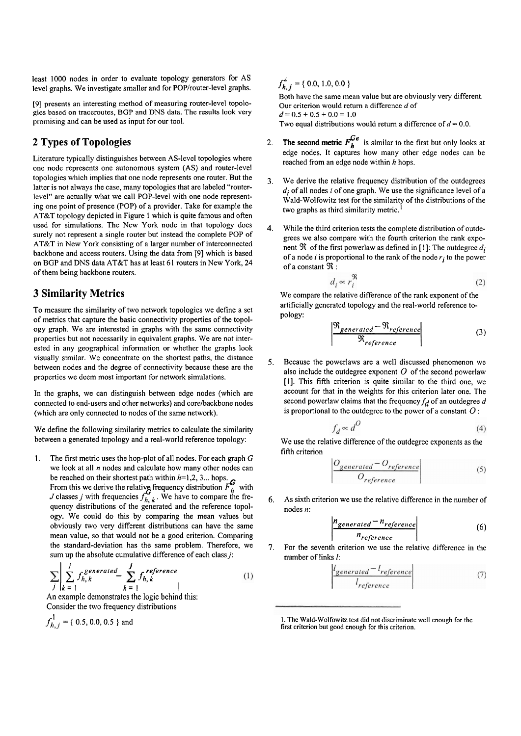least 1000 nodes in order to evaluate topology generators for AS level graphs. We investigate smaller and for POP/router-level graphs.

[9] presents an interesting method of measuring router-level topologies based on traceroutes, BGP and DNS data. The results look very promising and can be used as input for our tool.

## 2 Types of Topologies

Literature typically distinguishes between AS-level topologies where one node represents one autonomous system (AS) and router-level topologies which implies that one node represents one router. But the latter is not always the case, many topologies that are labeled "router-level" are actually what we call POP-level with one node representing one point of presence (POP) of a provider. Take for example the AT&T topology depicted in Figure 1 which is quite famous and often used for simulations. The New York node in that topology does surely not represent a single router but instead the complete POP of AT&T in New York consisting of a larger number of interconnected backbone and access routers. Using the data from [9] which is based on BGP and DNS data AT&T has at least 61 routers in New York, 24 of them being backbone routers.

## 3 Similarity Metrics

To measure the similarity of two network topologies we define a set of metrics that capture the basic connectivity properties of the topology graph. We are interested in graphs with the same connectivity properties but not necessarily in equivalent graphs. We are not interested in any geographical information or whether the graphs look visually similar. We concentrate on the shortest paths, the distance between nodes and the degree of connectivity because these are the properties we deem most important for network simulations.

In the graphs, we can distinguish between edge nodes (which are connected to end-users and other networks) and core/backbone nodes (which are only connected to nodes of the same network).

We define the following similarity metrics to calculate the similarity between a generated topology and a real-world reference topology:

1. The first metric uses the hop-plot of all nodes. For each graph $G$ we look at all $n$ nodes and calculate how many other nodes can be reached on their shortest path within $h$=1,2, 3... hops. From this we derive the relative frequency distribution $F_h^G$ with $J$ classes $j$ with frequencies $f_{h,k}^G$. We have to compare the frequency distributions of the generated and the reference topology. We could do this by comparing the mean values but obviously two very different distributions can have the same mean value, so that would not be a good criterion. Comparing the standard-deviation has the same problem. Therefore, we sum up the absolute cumulative difference of each class $j$:

$$\sum_j \left| \sum_{k=1}^{j} f_{h,k}^{generated} - \sum_{k=1}^{j} f_{h,k}^{reference} \right| \tag{1}$$

An example demonstrates the logic behind this:
Consider the two frequency distributions

$f_{h,j}^1 = \{ 0.5, 0.0, 0.5 \}$ and

$f_{h,j}^2 = \{ 0.0, 1.0, 0.0 \}$

Both have the same mean value but are obviously very different. Our criterion would return a difference $d$ of
$d = 0.5 + 0.5 + 0.0 = 1.0$
Two equal distributions would return a difference of $d = 0.0$.

2. **The second metric $F_h^{Ge}$** is similar to the first but only looks at edge nodes. It captures how many other edge nodes can be reached from an edge node within $h$ hops.

3. We derive the relative frequency distribution of the outdegrees $d_i$ of all nodes $i$ of one graph. We use the significance level of a Wald-Wolfowitz test for the similarity of the distributions of the two graphs as third similarity metric.[1]

4. While the third criterion tests the complete distribution of outdegrees we also compare with the fourth criterion the rank exponent $\Re$ of the first powerlaw as defined in [1]: The outdegree $d_i$ of a node $i$ is proportional to the rank of the node $r_i$ to the power of a constant $\Re$:

$$d_i \propto r_i^{\Re} \tag{2}$$

We compare the relative difference of the rank exponent of the artificially generated topology and the real-world reference topology:

$$\left| \frac{\Re_{generated} - \Re_{reference}}{\Re_{reference}} \right| \tag{3}$$

5. Because the powerlaws are a well discussed phenomenon we also include the outdegree exponent $O$ of the second powerlaw [1]. This fifth criterion is quite similar to the third one, we account for that in the weights for this criterion later one. The second powerlaw claims that the frequency $f_d$ of an outdegree $d$ is proportional to the outdegree to the power of a constant $O$:

$$f_d \propto d^O \tag{4}$$

We use the relative difference of the outdegree exponents as the fifth criterion

$$\left| \frac{O_{generated} - O_{reference}}{O_{reference}} \right| \tag{5}$$

6. As sixth criterion we use the relative difference in the number of nodes $n$:

$$\left| \frac{n_{generated} - n_{reference}}{n_{reference}} \right| \tag{6}$$

7. For the seventh criterion we use the relative difference in the number of links $l$:

$$\left| \frac{l_{generated} - l_{reference}}{l_{reference}} \right| \tag{7}$$

---

1. The Wald-Wolfowitz test did not discriminate well enough for the first criterion but good enough for this criterion.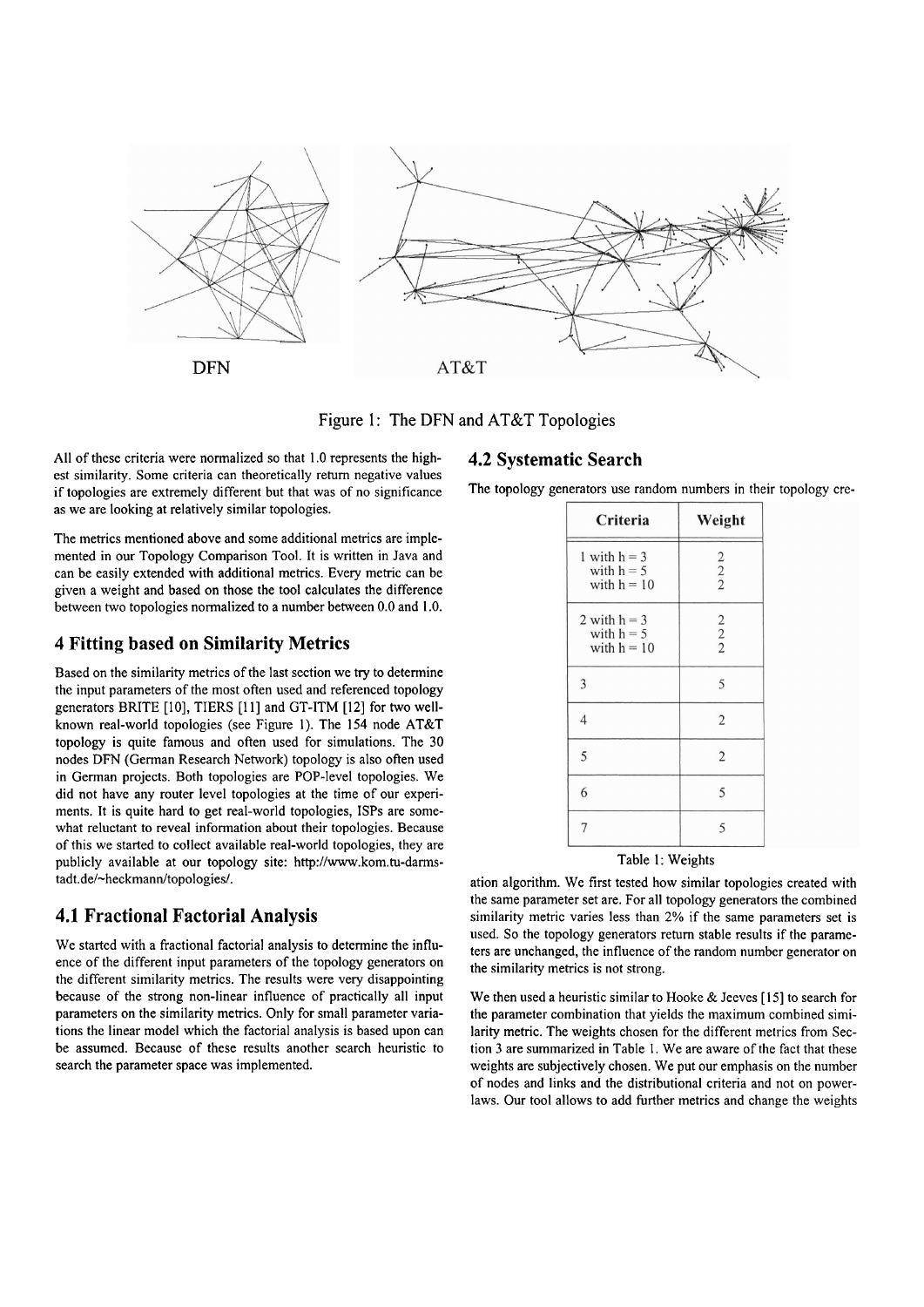Figure 1: The DFN and AT&T Topologies

All of these criteria were normalized so that 1.0 represents the highest similarity. Some criteria can theoretically return negative values if topologies are extremely different but that was of no significance as we are looking at relatively similar topologies.

The metrics mentioned above and some additional metrics are implemented in our Topology Comparison Tool. It is written in Java and can be easily extended with additional metrics. Every metric can be given a weight and based on those the tool calculates the difference between two topologies normalized to a number between 0.0 and 1.0.

## 4 Fitting based on Similarity Metrics

Based on the similarity metrics of the last section we try to determine the input parameters of the most often used and referenced topology generators BRITE [10], TIERS [11] and GT-ITM [12] for two well-known real-world topologies (see Figure 1). The 154 node AT&T topology is quite famous and often used for simulations. The 30 nodes DFN (German Research Network) topology is also often used in German projects. Both topologies are POP-level topologies. We did not have any router level topologies at the time of our experiments. It is quite hard to get real-world topologies, ISPs are somewhat reluctant to reveal information about their topologies. Because of this we started to collect available real-world topologies, they are publicly available at our topology site: http://www.kom.tu-darmstadt.de/~heckmann/topologies/.

### 4.1 Fractional Factorial Analysis

We started with a fractional factorial analysis to determine the influence of the different input parameters of the topology generators on the different similarity metrics. The results were very disappointing because of the strong non-linear influence of practically all input parameters on the similarity metrics. Only for small parameter variations the linear model which the factorial analysis is based upon can be assumed. Because of these results another search heuristic to search the parameter space was implemented.

### 4.2 Systematic Search

The topology generators use random numbers in their topology creation algorithm. We first tested how similar topologies created with the same parameter set are. For all topology generators the combined similarity metric varies less than 2% if the same parameters set is used. So the topology generators return stable results if the parameters are unchanged, the influence of the random number generator on the similarity metrics is not strong.

| Criteria | Weight |
|---|---|
| 1 with h = 3 | 2 |
| with h = 5 | 2 |
| with h = 10 | 2 |
| 2 with h = 3 | 2 |
| with h = 5 | 2 |
| with h = 10 | 2 |
| 3 | 5 |
| 4 | 2 |
| 5 | 2 |
| 6 | 5 |
| 7 | 5 |

Table 1: Weights

We then used a heuristic similar to Hooke & Jeeves [15] to search for the parameter combination that yields the maximum combined similarity metric. The weights chosen for the different metrics from Section 3 are summarized in Table 1. We are aware of the fact that these weights are subjectively chosen. We put our emphasis on the number of nodes and links and the distributional criteria and not on power-laws. Our tool allows to add further metrics and change the weights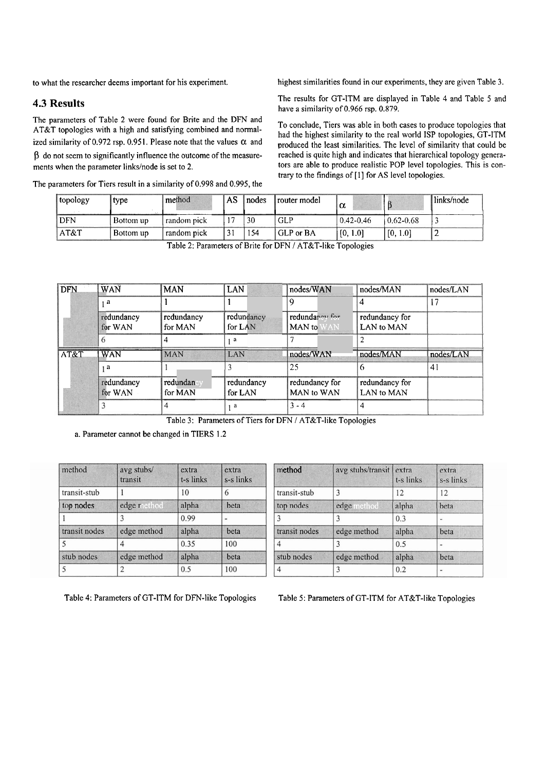to what the researcher deems important for his experiment.

## 4.3 Results

The parameters of Table 2 were found for Brite and the DFN and AT&T topologies with a high and satisfying combined and normalized similarity of 0.972 rsp. 0.951. Please note that the values $\alpha$ and $\beta$ do not seem to significantly influence the outcome of the measurements when the parameter links/node is set to 2.

The parameters for Tiers result in a similarity of 0.998 and 0.995, the highest similarities found in our experiments, they are given Table 3.

The results for GT-ITM are displayed in Table 4 and Table 5 and have a similarity of 0.966 rsp. 0.879.

To conclude, Tiers was able in both cases to produce topologies that had the highest similarity to the real world ISP topologies, GT-ITM produced the least similarities. The level of similarity that could be reached is quite high and indicates that hierarchical topology generators are able to produce realistic POP level topologies. This is contrary to the findings of [1] for AS level topologies.

| topology | type | method | AS | nodes | router model | $\alpha$ | $\beta$ | links/node |
|---|---|---|---|---|---|---|---|---|
| DFN | Bottom up | random pick | 17 | 30 | GLP | 0.42-0.46 | 0.62-0.68 | 3 |
| AT&T | Bottom up | random pick | 31 | 154 | GLP or BA | [0, 1.0] | [0, 1.0] | 2 |

Table 2: Parameters of Brite for DFN / AT&T-like Topologies

| DFN | WAN | MAN | LAN | nodes/WAN | nodes/MAN | nodes/LAN |
|---|---|---|---|---|---|---|
| | 1 [a] | 1 | 1 | 9 | 4 | 17 |
| | redundancy for WAN | redundancy for MAN | redundancy for LAN | redundancy for MAN to WAN | redundancy for LAN to MAN | |
| | 6 | 4 | 1 [a] | 7 | 2 | |
| **AT&T** | **WAN** | **MAN** | **LAN** | **nodes/WAN** | **nodes/MAN** | **nodes/LAN** |
| | 1 [a] | 1 | 3 | 25 | 6 | 41 |
| | redundancy for WAN | redundancy for MAN | redundancy for LAN | redundancy for MAN to WAN | redundancy for LAN to MAN | |
| | 3 | 4 | 1 [a] | 3 - 4 | 4 | |

Table 3: Parameters of Tiers for DFN / AT&T-like Topologies

a. Parameter cannot be changed in TIERS 1.2

| method | avg stubs/ transit | extra t-s links | extra s-s links |
|---|---|---|---|
| transit-stub | 1 | 10 | 6 |
| top nodes | edge method | alpha | beta |
| 1 | 3 | 0.99 | - |
| transit nodes | edge method | alpha | beta |
| 5 | 4 | 0.35 | 100 |
| stub nodes | edge method | alpha | beta |
| 5 | 2 | 0.5 | 100 |

Table 4: Parameters of GT-ITM for DFN-like Topologies

| method | avg stubs/transit | extra t-s links | extra s-s links |
|---|---|---|---|
| transit-stub | 3 | 12 | 12 |
| top nodes | edge method | alpha | beta |
| 3 | 3 | 0.3 | - |
| transit nodes | edge method | alpha | beta |
| 4 | 3 | 0.5 | - |
| stub nodes | edge method | alpha | beta |
| 4 | 3 | 0.2 | - |

Table 5: Parameters of GT-ITM for AT&T-like Topologies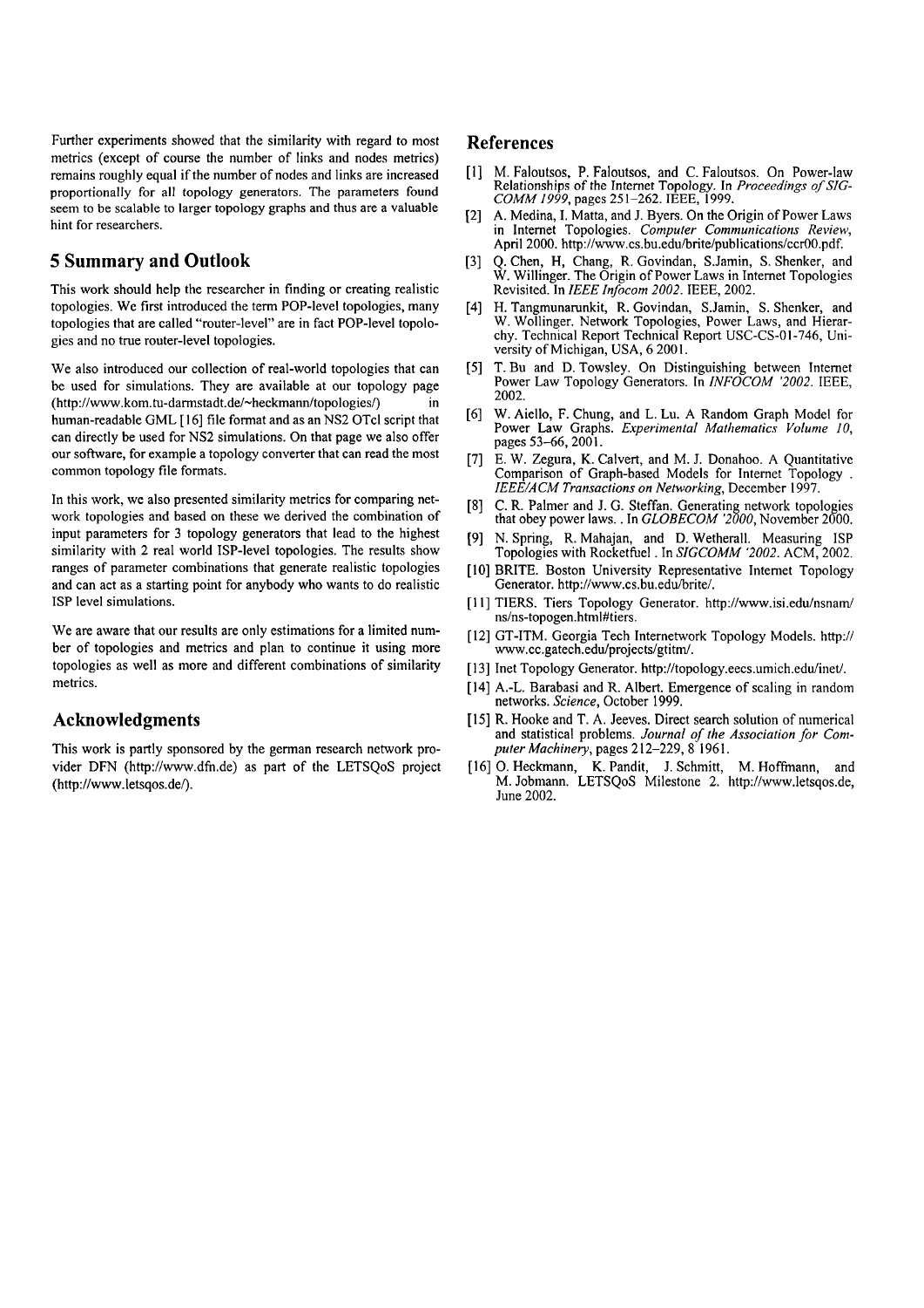Further experiments showed that the similarity with regard to most metrics (except of course the number of links and nodes metrics) remains roughly equal if the number of nodes and links are increased proportionally for all topology generators. The parameters found seem to be scalable to larger topology graphs and thus are a valuable hint for researchers.

## 5 Summary and Outlook

This work should help the researcher in finding or creating realistic topologies. We first introduced the term POP-level topologies, many topologies that are called "router-level" are in fact POP-level topologies and no true router-level topologies.

We also introduced our collection of real-world topologies that can be used for simulations. They are available at our topology page (http://www.kom.tu-darmstadt.de/~heckmann/topologies/) in human-readable GML [16] file format and as an NS2 OTcl script that can directly be used for NS2 simulations. On that page we also offer our software, for example a topology converter that can read the most common topology file formats.

In this work, we also presented similarity metrics for comparing network topologies and based on these we derived the combination of input parameters for 3 topology generators that lead to the highest similarity with 2 real world ISP-level topologies. The results show ranges of parameter combinations that generate realistic topologies and can act as a starting point for anybody who wants to do realistic ISP level simulations.

We are aware that our results are only estimations for a limited number of topologies and metrics and plan to continue it using more topologies as well as more and different combinations of similarity metrics.

## Acknowledgments

This work is partly sponsored by the german research network provider DFN (http://www.dfn.de) as part of the LETSQoS project (http://www.letsqos.de/).

## References

[1] M. Faloutsos, P. Faloutsos, and C. Faloutsos. On Power-law Relationships of the Internet Topology. In *Proceedings of SIGCOMM 1999*, pages 251–262. IEEE, 1999.

[2] A. Medina, I. Matta, and J. Byers. On the Origin of Power Laws in Internet Topologies. *Computer Communications Review*, April 2000. http://www.cs.bu.edu/brite/publications/ccr00.pdf.

[3] Q. Chen, H, Chang, R. Govindan, S.Jamin, S. Shenker, and W. Willinger. The Origin of Power Laws in Internet Topologies Revisited. In *IEEE Infocom 2002*. IEEE, 2002.

[4] H. Tangmunarunkit, R. Govindan, S.Jamin, S. Shenker, and W. Wollinger. Network Topologies, Power Laws, and Hierarchy. Technical Report Technical Report USC-CS-01-746, University of Michigan, USA, 6 2001.

[5] T. Bu and D. Towsley. On Distinguishing between Internet Power Law Topology Generators. In *INFOCOM '2002*. IEEE, 2002.

[6] W. Aiello, F. Chung, and L. Lu. A Random Graph Model for Power Law Graphs. *Experimental Mathematics Volume 10*, pages 53–66, 2001.

[7] E. W. Zegura, K. Calvert, and M. J. Donahoo. A Quantitative Comparison of Graph-based Models for Internet Topology . *IEEE/ACM Transactions on Networking*, December 1997.

[8] C. R. Palmer and J. G. Steffan. Generating network topologies that obey power laws. . In *GLOBECOM '2000*, November 2000.

[9] N. Spring, R. Mahajan, and D. Wetherall. Measuring ISP Topologies with Rocketfuel . In *SIGCOMM '2002*. ACM, 2002.

[10] BRITE. Boston University Representative Internet Topology Generator. http://www.cs.bu.edu/brite/.

[11] TIERS. Tiers Topology Generator. http://www.isi.edu/nsnam/ns/ns-topogen.html#tiers.

[12] GT-ITM. Georgia Tech Internetwork Topology Models. http://www.cc.gatech.edu/projects/gtitm/.

[13] Inet Topology Generator. http://topology.eecs.umich.edu/inet/.

[14] A.-L. Barabasi and R. Albert. Emergence of scaling in random networks. *Science*, October 1999.

[15] R. Hooke and T. A. Jeeves. Direct search solution of numerical and statistical problems. *Journal of the Association for Computer Machinery*, pages 212–229, 8 1961.

[16] O. Heckmann, K. Pandit, J. Schmitt, M. Hoffmann, and M. Jobmann. LETSQoS Milestone 2. http://www.letsqos.de, June 2002.